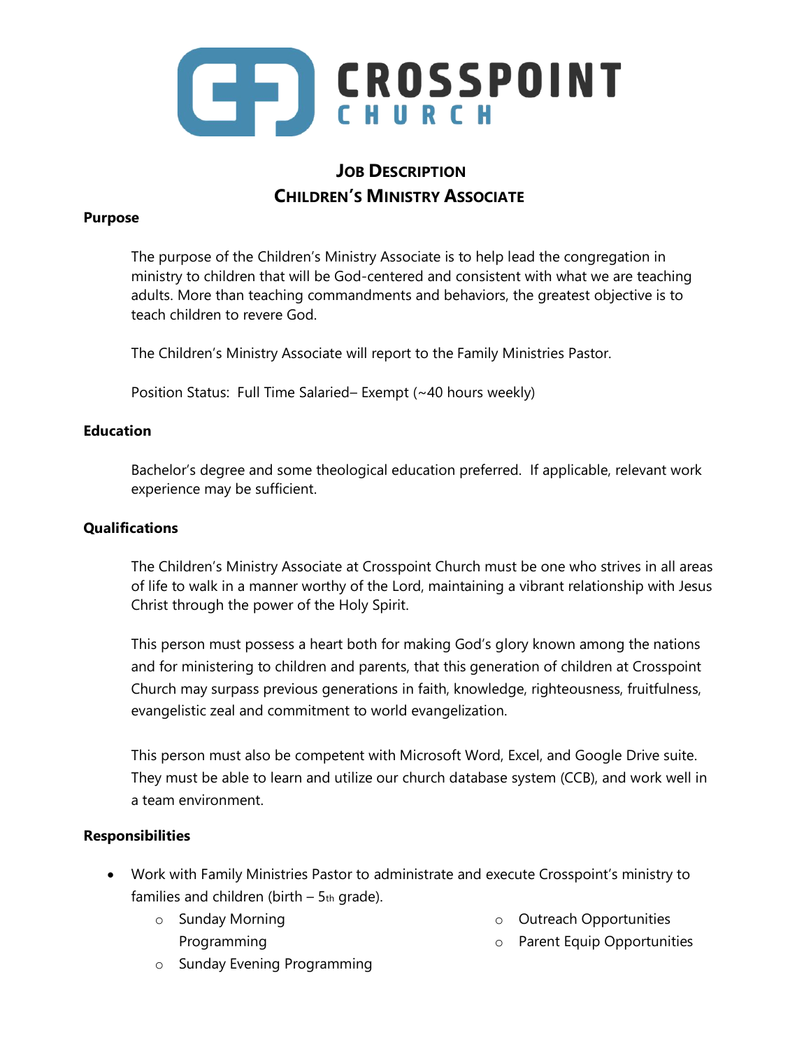# CROSSPOINT CHURCH

## JOB DESCRIPTION
## CHILDREN'S MINISTRY ASSOCIATE

**Purpose**

The purpose of the Children's Ministry Associate is to help lead the congregation in ministry to children that will be God-centered and consistent with what we are teaching adults. More than teaching commandments and behaviors, the greatest objective is to teach children to revere God.

The Children's Ministry Associate will report to the Family Ministries Pastor.

Position Status: Full Time Salaried– Exempt (~40 hours weekly)

**Education**

Bachelor's degree and some theological education preferred. If applicable, relevant work experience may be sufficient.

**Qualifications**

The Children's Ministry Associate at Crosspoint Church must be one who strives in all areas of life to walk in a manner worthy of the Lord, maintaining a vibrant relationship with Jesus Christ through the power of the Holy Spirit.

This person must possess a heart both for making God's glory known among the nations and for ministering to children and parents, that this generation of children at Crosspoint Church may surpass previous generations in faith, knowledge, righteousness, fruitfulness, evangelistic zeal and commitment to world evangelization.

This person must also be competent with Microsoft Word, Excel, and Google Drive suite. They must be able to learn and utilize our church database system (CCB), and work well in a team environment.

**Responsibilities**

- Work with Family Ministries Pastor to administrate and execute Crosspoint's ministry to families and children (birth – 5th grade).
  - Sunday Morning Programming
  - Sunday Evening Programming
  - Outreach Opportunities
  - Parent Equip Opportunities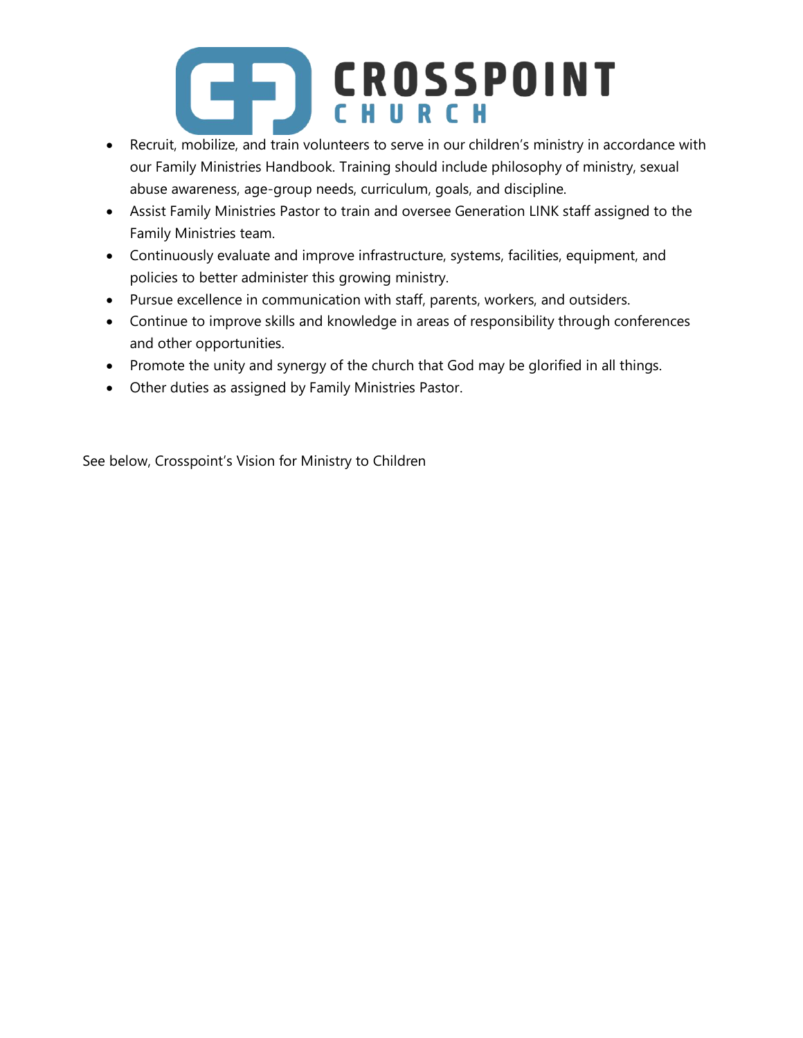- Recruit, mobilize, and train volunteers to serve in our children's ministry in accordance with our Family Ministries Handbook. Training should include philosophy of ministry, sexual abuse awareness, age-group needs, curriculum, goals, and discipline.
- Assist Family Ministries Pastor to train and oversee Generation LINK staff assigned to the Family Ministries team.
- Continuously evaluate and improve infrastructure, systems, facilities, equipment, and policies to better administer this growing ministry.
- Pursue excellence in communication with staff, parents, workers, and outsiders.
- Continue to improve skills and knowledge in areas of responsibility through conferences and other opportunities.
- Promote the unity and synergy of the church that God may be glorified in all things.
- Other duties as assigned by Family Ministries Pastor.

See below, Crosspoint's Vision for Ministry to Children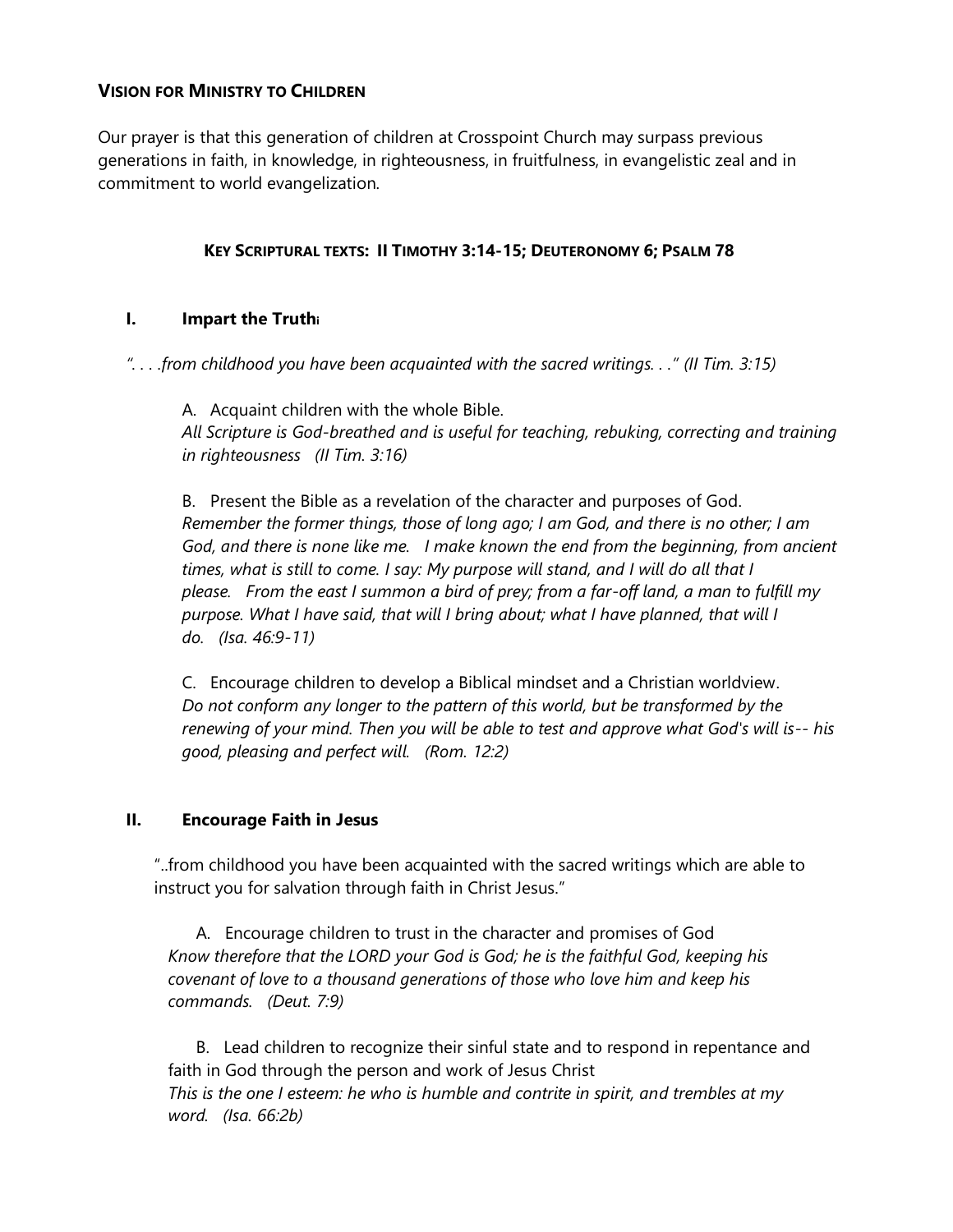## **VISION FOR MINISTRY TO CHILDREN**

Our prayer is that this generation of children at Crosspoint Church may surpass previous generations in faith, in knowledge, in righteousness, in fruitfulness, in evangelistic zeal and in commitment to world evangelization.

### **KEY SCRIPTURAL TEXTS: II TIMOTHY 3:14-15; DEUTERONOMY 6; PSALM 78**

### **I. Impart the Truth**[i]

*". . . .from childhood you have been acquainted with the sacred writings. . ." (II Tim. 3:15)*

A. Acquaint children with the whole Bible.
*All Scripture is God-breathed and is useful for teaching, rebuking, correcting and training in righteousness (II Tim. 3:16)*

B. Present the Bible as a revelation of the character and purposes of God.
*Remember the former things, those of long ago; I am God, and there is no other; I am God, and there is none like me. I make known the end from the beginning, from ancient times, what is still to come. I say: My purpose will stand, and I will do all that I please. From the east I summon a bird of prey; from a far-off land, a man to fulfill my purpose. What I have said, that will I bring about; what I have planned, that will I do. (Isa. 46:9-11)*

C. Encourage children to develop a Biblical mindset and a Christian worldview.
*Do not conform any longer to the pattern of this world, but be transformed by the renewing of your mind. Then you will be able to test and approve what God's will is-- his good, pleasing and perfect will. (Rom. 12:2)*

### **II. Encourage Faith in Jesus**

"..from childhood you have been acquainted with the sacred writings which are able to instruct you for salvation through faith in Christ Jesus."

A. Encourage children to trust in the character and promises of God
*Know therefore that the LORD your God is God; he is the faithful God, keeping his covenant of love to a thousand generations of those who love him and keep his commands. (Deut. 7:9)*

B. Lead children to recognize their sinful state and to respond in repentance and faith in God through the person and work of Jesus Christ
*This is the one I esteem: he who is humble and contrite in spirit, and trembles at my word. (Isa. 66:2b)*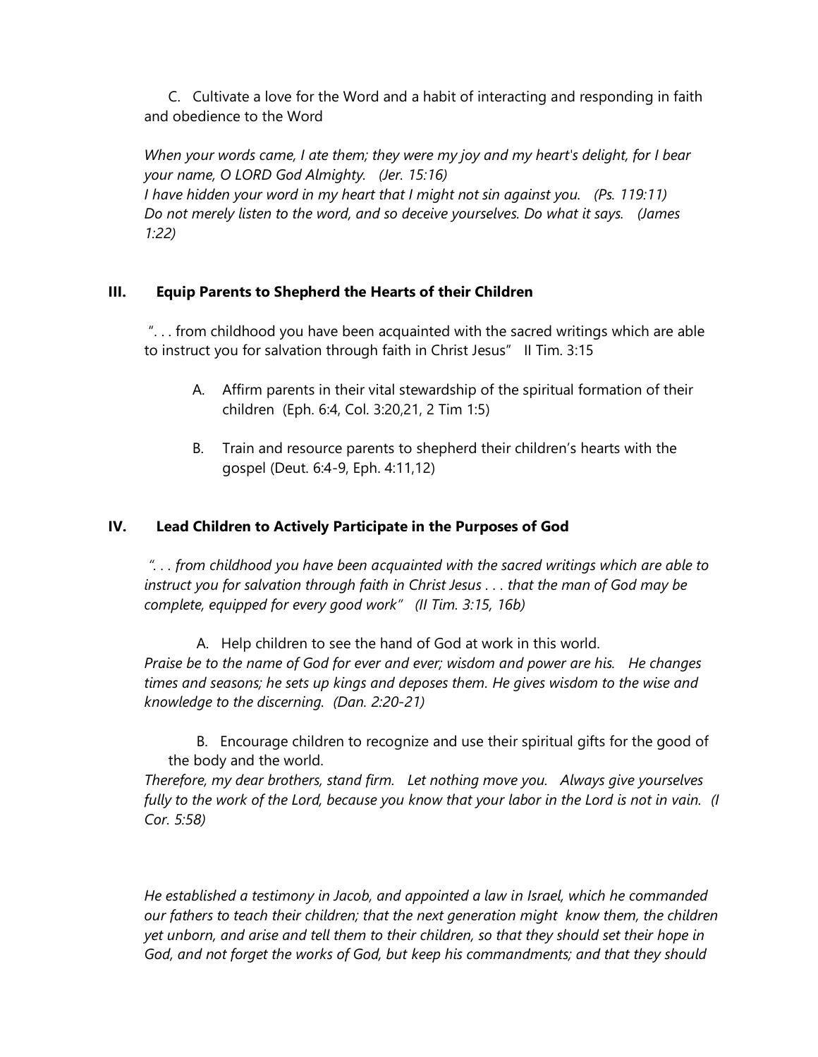C. Cultivate a love for the Word and a habit of interacting and responding in faith and obedience to the Word

*When your words came, I ate them; they were my joy and my heart's delight, for I bear your name, O LORD God Almighty. (Jer. 15:16)*
*I have hidden your word in my heart that I might not sin against you. (Ps. 119:11)*
*Do not merely listen to the word, and so deceive yourselves. Do what it says. (James 1:22)*

## III. Equip Parents to Shepherd the Hearts of their Children

". . . from childhood you have been acquainted with the sacred writings which are able to instruct you for salvation through faith in Christ Jesus" II Tim. 3:15

A. Affirm parents in their vital stewardship of the spiritual formation of their children (Eph. 6:4, Col. 3:20,21, 2 Tim 1:5)

B. Train and resource parents to shepherd their children's hearts with the gospel (Deut. 6:4-9, Eph. 4:11,12)

## IV. Lead Children to Actively Participate in the Purposes of God

*". . . from childhood you have been acquainted with the sacred writings which are able to instruct you for salvation through faith in Christ Jesus . . . that the man of God may be complete, equipped for every good work" (II Tim. 3:15, 16b)*

A. Help children to see the hand of God at work in this world.
*Praise be to the name of God for ever and ever; wisdom and power are his. He changes times and seasons; he sets up kings and deposes them. He gives wisdom to the wise and knowledge to the discerning. (Dan. 2:20-21)*

B. Encourage children to recognize and use their spiritual gifts for the good of the body and the world.
*Therefore, my dear brothers, stand firm. Let nothing move you. Always give yourselves fully to the work of the Lord, because you know that your labor in the Lord is not in vain. (I Cor. 5:58)*

*He established a testimony in Jacob, and appointed a law in Israel, which he commanded our fathers to teach their children; that the next generation might know them, the children yet unborn, and arise and tell them to their children, so that they should set their hope in God, and not forget the works of God, but keep his commandments; and that they should*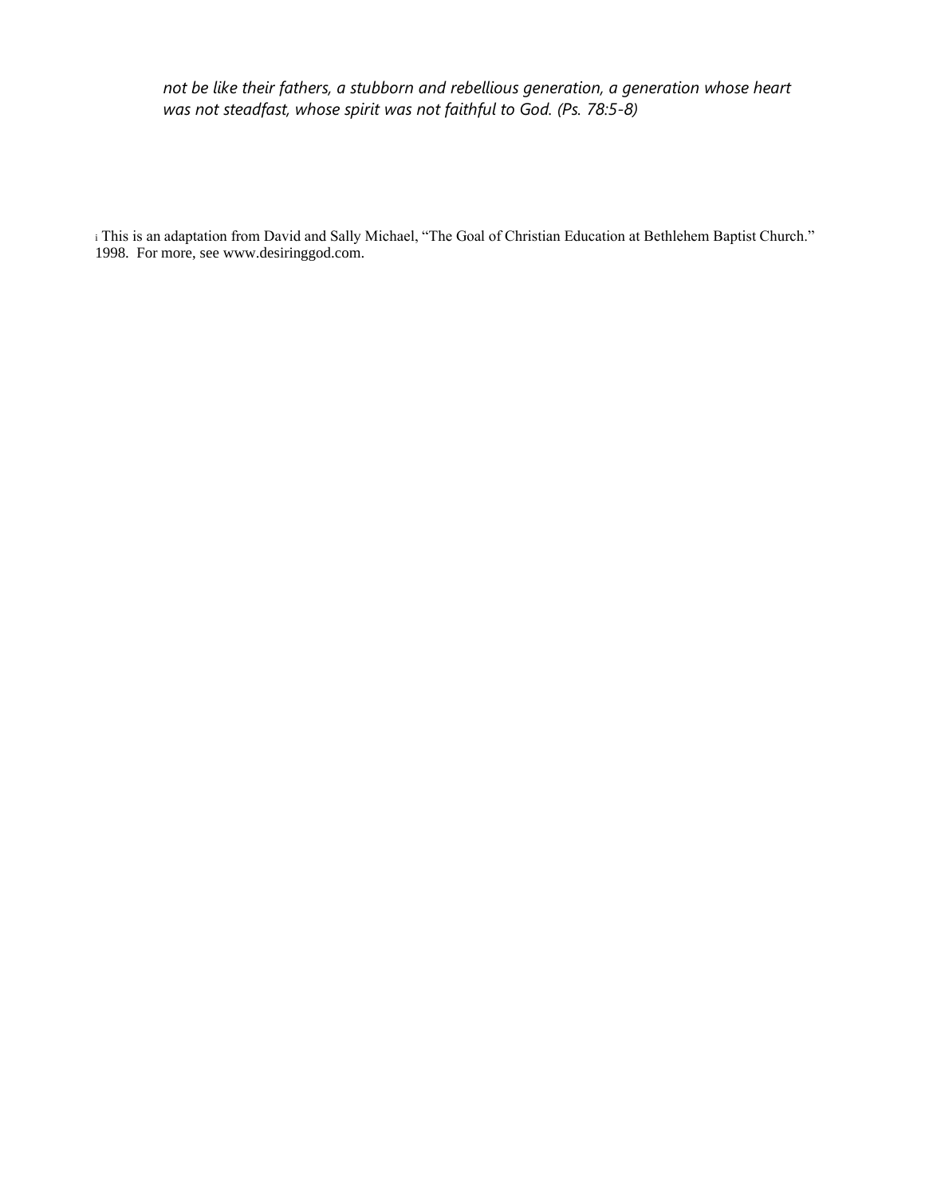*not be like their fathers, a stubborn and rebellious generation, a generation whose heart was not steadfast, whose spirit was not faithful to God. (Ps. 78:5-8)*

[i] This is an adaptation from David and Sally Michael, "The Goal of Christian Education at Bethlehem Baptist Church." 1998. For more, see www.desiringgod.com.